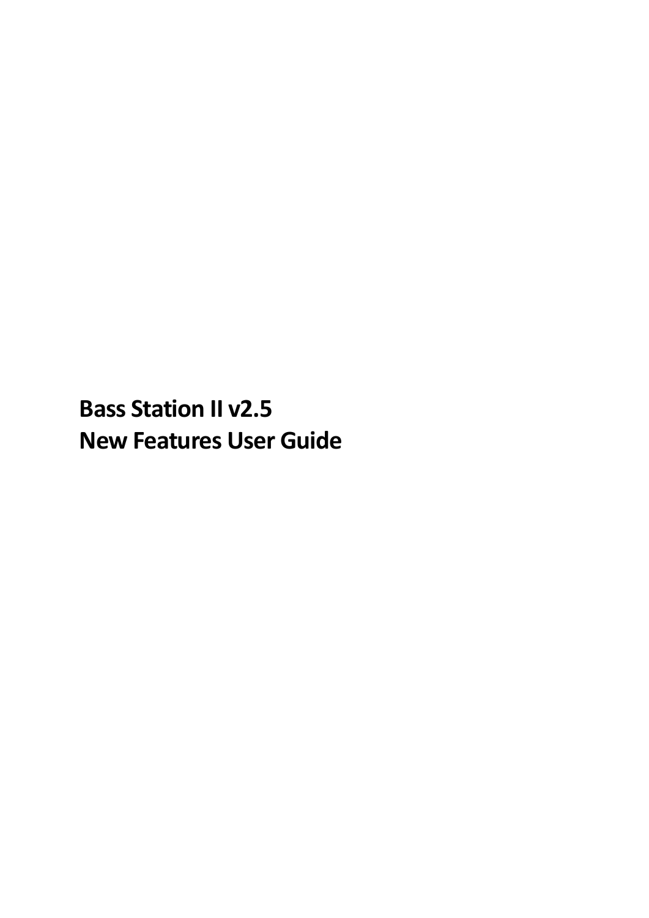# Bass Station II v2.5
# New Features User Guide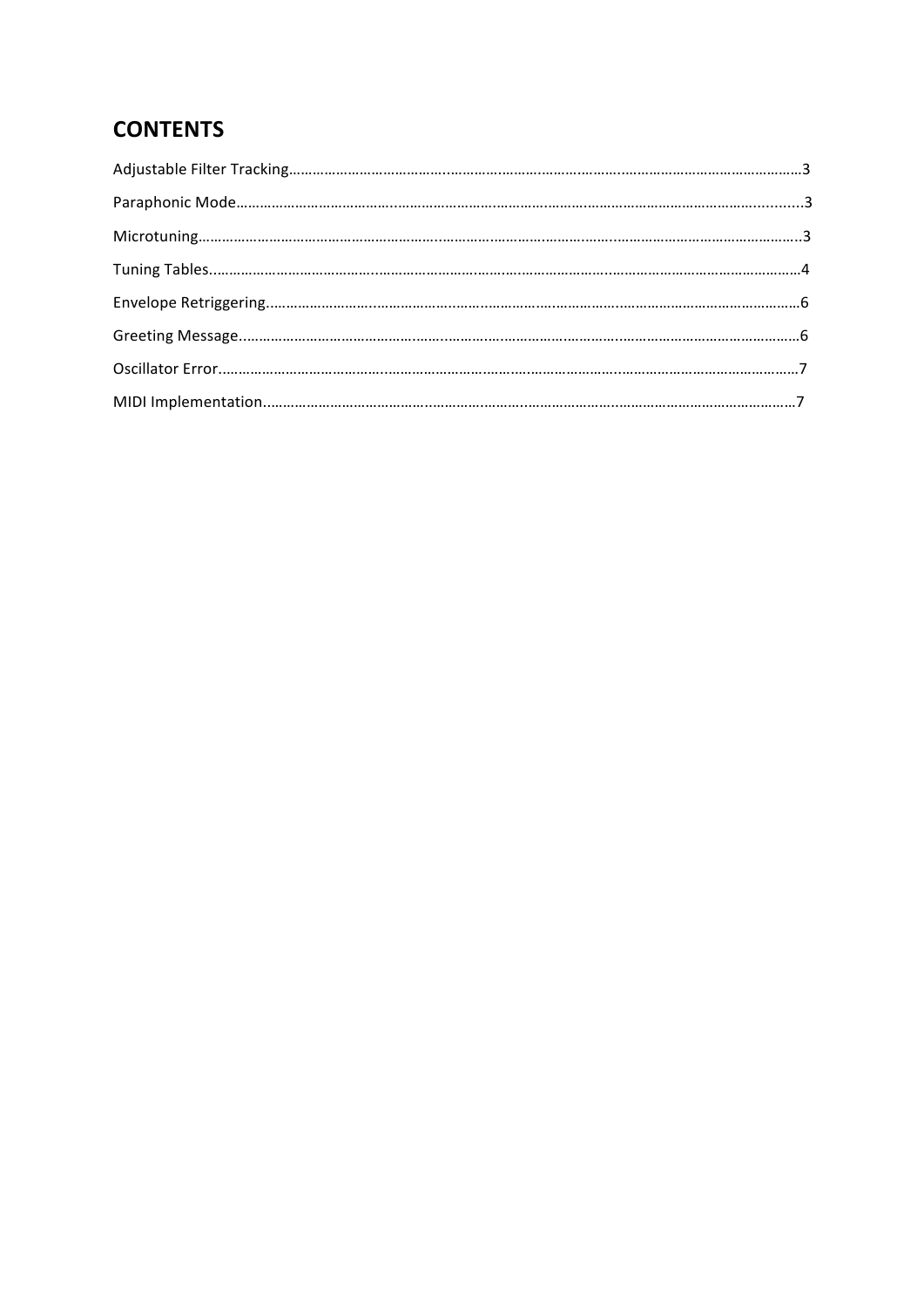## CONTENTS

Adjustable Filter Tracking……………………………………………………………………………………………………………3

Paraphonic Mode…………………………………………………………………………………………………………………3

Microtuning……………………………………………………………………………………………………………………..3

Tuning Tables…………………………………………………………………………………………………………………4

Envelope Retriggering……………………………………………………………………………………………………6

Greeting Message…………………………………………………………………………………………………………6

Oscillator Error……………………………………………………………………………………………………………7

MIDI Implementation……………………………………………………………………………………………………7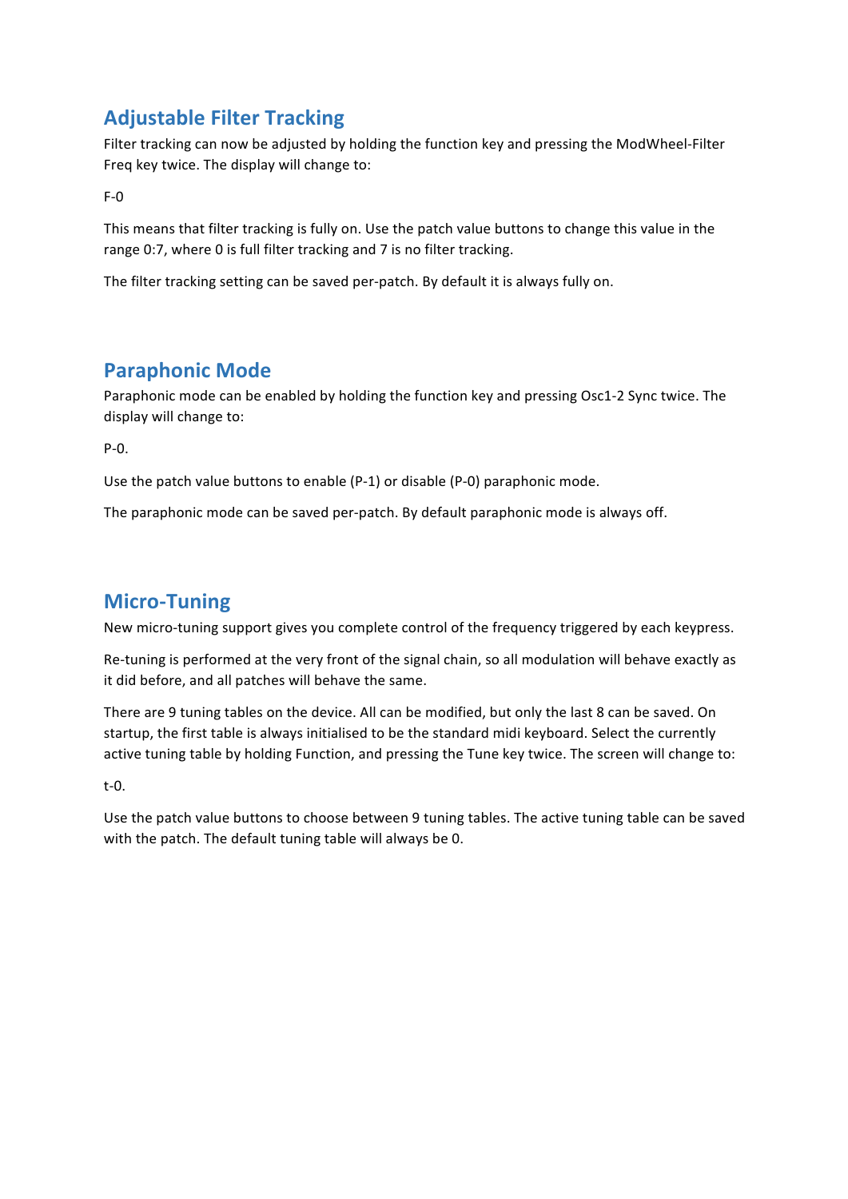## Adjustable Filter Tracking

Filter tracking can now be adjusted by holding the function key and pressing the ModWheel-Filter Freq key twice. The display will change to:

F-0

This means that filter tracking is fully on. Use the patch value buttons to change this value in the range 0:7, where 0 is full filter tracking and 7 is no filter tracking.

The filter tracking setting can be saved per-patch. By default it is always fully on.

## Paraphonic Mode

Paraphonic mode can be enabled by holding the function key and pressing Osc1-2 Sync twice. The display will change to:

P-0.

Use the patch value buttons to enable (P-1) or disable (P-0) paraphonic mode.

The paraphonic mode can be saved per-patch. By default paraphonic mode is always off.

## Micro-Tuning

New micro-tuning support gives you complete control of the frequency triggered by each keypress.

Re-tuning is performed at the very front of the signal chain, so all modulation will behave exactly as it did before, and all patches will behave the same.

There are 9 tuning tables on the device. All can be modified, but only the last 8 can be saved. On startup, the first table is always initialised to be the standard midi keyboard. Select the currently active tuning table by holding Function, and pressing the Tune key twice. The screen will change to:

t-0.

Use the patch value buttons to choose between 9 tuning tables. The active tuning table can be saved with the patch. The default tuning table will always be 0.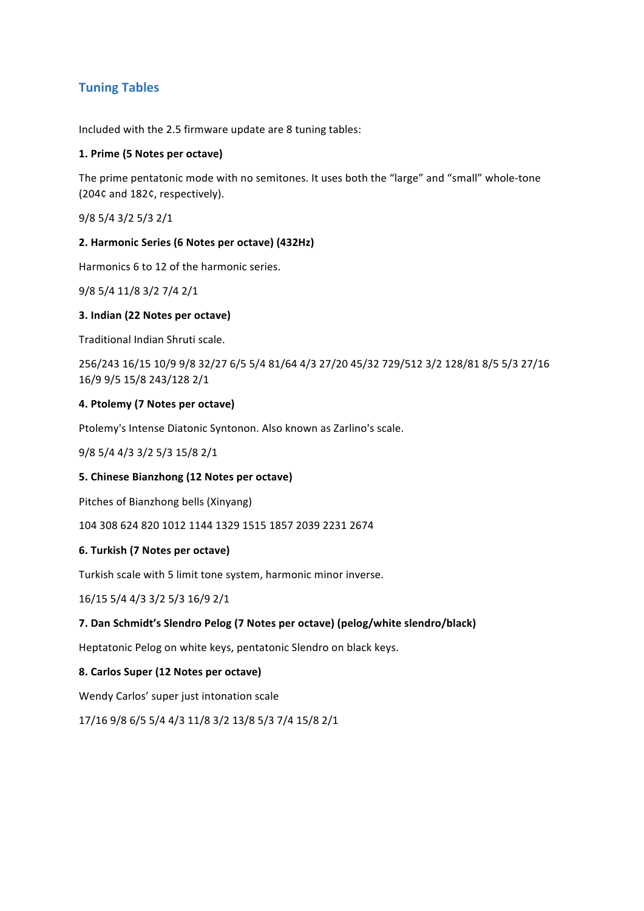## Tuning Tables

Included with the 2.5 firmware update are 8 tuning tables:

**1. Prime (5 Notes per octave)**

The prime pentatonic mode with no semitones. It uses both the "large" and "small" whole-tone (204¢ and 182¢, respectively).

9/8 5/4 3/2 5/3 2/1

**2. Harmonic Series (6 Notes per octave) (432Hz)**

Harmonics 6 to 12 of the harmonic series.

9/8 5/4 11/8 3/2 7/4 2/1

**3. Indian (22 Notes per octave)**

Traditional Indian Shruti scale.

256/243 16/15 10/9 9/8 32/27 6/5 5/4 81/64 4/3 27/20 45/32 729/512 3/2 128/81 8/5 5/3 27/16 16/9 9/5 15/8 243/128 2/1

**4. Ptolemy (7 Notes per octave)**

Ptolemy's Intense Diatonic Syntonon. Also known as Zarlino's scale.

9/8 5/4 4/3 3/2 5/3 15/8 2/1

**5. Chinese Bianzhong (12 Notes per octave)**

Pitches of Bianzhong bells (Xinyang)

104 308 624 820 1012 1144 1329 1515 1857 2039 2231 2674

**6. Turkish (7 Notes per octave)**

Turkish scale with 5 limit tone system, harmonic minor inverse.

16/15 5/4 4/3 3/2 5/3 16/9 2/1

**7. Dan Schmidt's Slendro Pelog (7 Notes per octave) (pelog/white slendro/black)**

Heptatonic Pelog on white keys, pentatonic Slendro on black keys.

**8. Carlos Super (12 Notes per octave)**

Wendy Carlos' super just intonation scale

17/16 9/8 6/5 5/4 4/3 11/8 3/2 13/8 5/3 7/4 15/8 2/1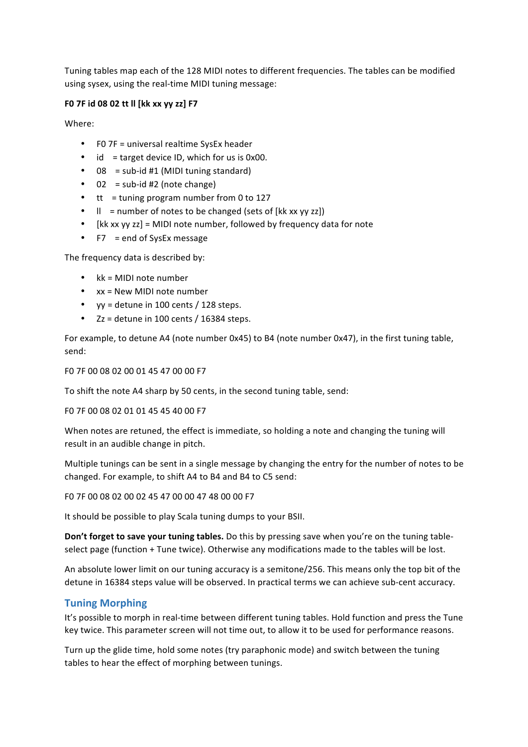Tuning tables map each of the 128 MIDI notes to different frequencies. The tables can be modified using sysex, using the real-time MIDI tuning message:

**F0 7F id 08 02 tt ll [kk xx yy zz] F7**

Where:

- F0 7F = universal realtime SysEx header
- id = target device ID, which for us is 0x00.
- 08 = sub-id #1 (MIDI tuning standard)
- 02 = sub-id #2 (note change)
- tt = tuning program number from 0 to 127
- ll = number of notes to be changed (sets of [kk xx yy zz])
- [kk xx yy zz] = MIDI note number, followed by frequency data for note
- F7 = end of SysEx message

The frequency data is described by:

- kk = MIDI note number
- xx = New MIDI note number
- yy = detune in 100 cents / 128 steps.
- Zz = detune in 100 cents / 16384 steps.

For example, to detune A4 (note number 0x45) to B4 (note number 0x47), in the first tuning table, send:

F0 7F 00 08 02 00 01 45 47 00 00 F7

To shift the note A4 sharp by 50 cents, in the second tuning table, send:

F0 7F 00 08 02 01 01 45 45 40 00 F7

When notes are retuned, the effect is immediate, so holding a note and changing the tuning will result in an audible change in pitch.

Multiple tunings can be sent in a single message by changing the entry for the number of notes to be changed. For example, to shift A4 to B4 and B4 to C5 send:

F0 7F 00 08 02 00 02 45 47 00 00 47 48 00 00 F7

It should be possible to play Scala tuning dumps to your BSII.

**Don't forget to save your tuning tables.** Do this by pressing save when you're on the tuning table-select page (function + Tune twice). Otherwise any modifications made to the tables will be lost.

An absolute lower limit on our tuning accuracy is a semitone/256. This means only the top bit of the detune in 16384 steps value will be observed. In practical terms we can achieve sub-cent accuracy.

## Tuning Morphing

It's possible to morph in real-time between different tuning tables. Hold function and press the Tune key twice. This parameter screen will not time out, to allow it to be used for performance reasons.

Turn up the glide time, hold some notes (try paraphonic mode) and switch between the tuning tables to hear the effect of morphing between tunings.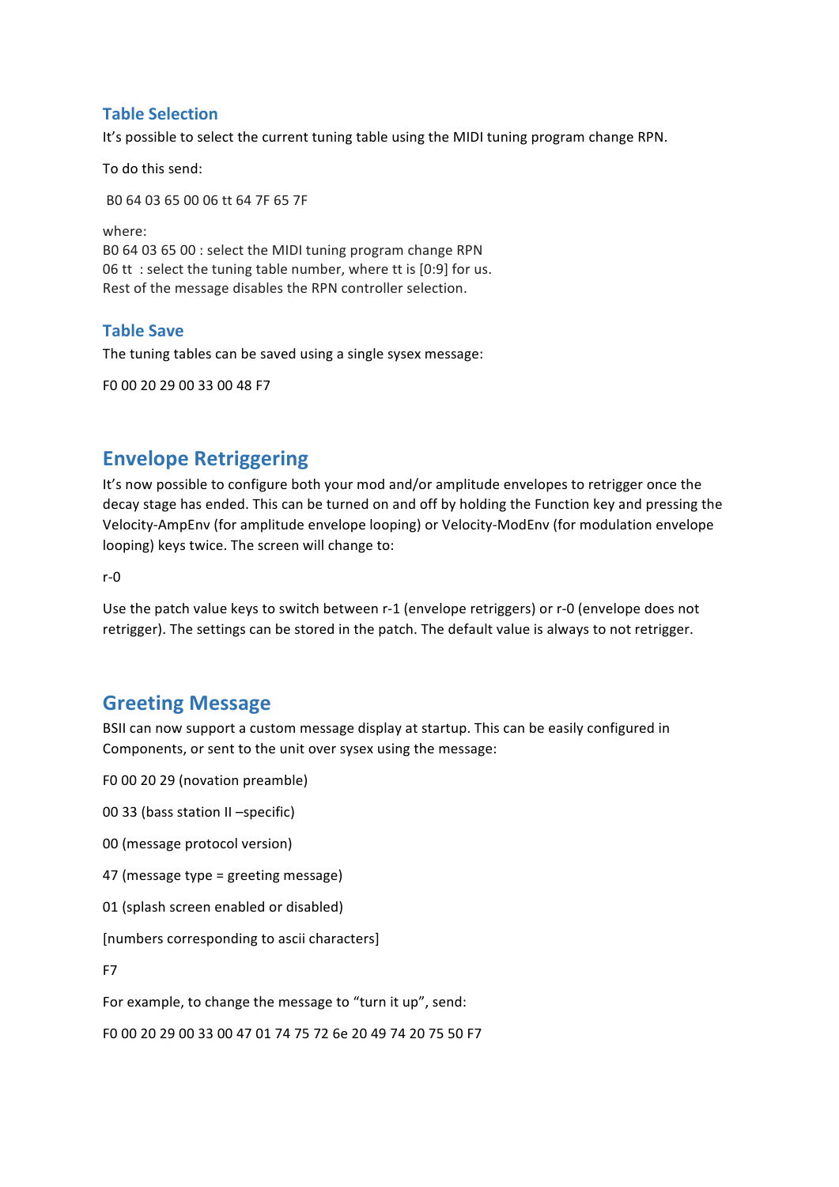### Table Selection

It's possible to select the current tuning table using the MIDI tuning program change RPN.

To do this send:

B0 64 03 65 00 06 tt 64 7F 65 7F

where:
B0 64 03 65 00 : select the MIDI tuning program change RPN
06 tt : select the tuning table number, where tt is [0:9] for us.
Rest of the message disables the RPN controller selection.

### Table Save

The tuning tables can be saved using a single sysex message:

F0 00 20 29 00 33 00 48 F7

## Envelope Retriggering

It's now possible to configure both your mod and/or amplitude envelopes to retrigger once the decay stage has ended. This can be turned on and off by holding the Function key and pressing the Velocity-AmpEnv (for amplitude envelope looping) or Velocity-ModEnv (for modulation envelope looping) keys twice. The screen will change to:

r-0

Use the patch value keys to switch between r-1 (envelope retriggers) or r-0 (envelope does not retrigger). The settings can be stored in the patch. The default value is always to not retrigger.

## Greeting Message

BSII can now support a custom message display at startup. This can be easily configured in Components, or sent to the unit over sysex using the message:

F0 00 20 29 (novation preamble)

00 33 (bass station II –specific)

00 (message protocol version)

47 (message type = greeting message)

01 (splash screen enabled or disabled)

[numbers corresponding to ascii characters]

F7

For example, to change the message to "turn it up", send:

F0 00 20 29 00 33 00 47 01 74 75 72 6e 20 49 74 20 75 50 F7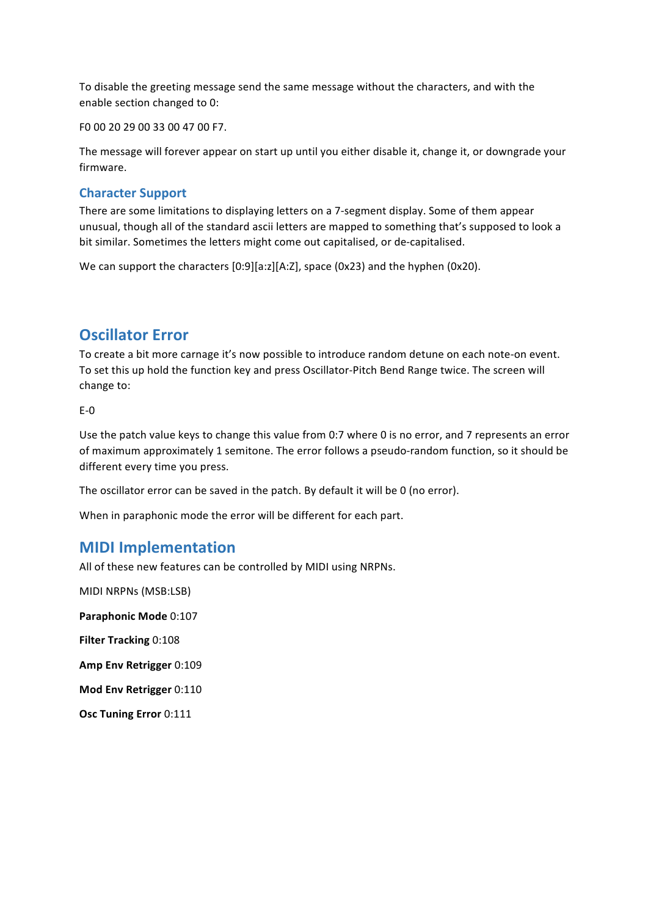To disable the greeting message send the same message without the characters, and with the enable section changed to 0:

F0 00 20 29 00 33 00 47 00 F7.

The message will forever appear on start up until you either disable it, change it, or downgrade your firmware.

### Character Support

There are some limitations to displaying letters on a 7-segment display. Some of them appear unusual, though all of the standard ascii letters are mapped to something that's supposed to look a bit similar. Sometimes the letters might come out capitalised, or de-capitalised.

We can support the characters [0:9][a:z][A:Z], space (0x23) and the hyphen (0x20).

## Oscillator Error

To create a bit more carnage it's now possible to introduce random detune on each note-on event. To set this up hold the function key and press Oscillator-Pitch Bend Range twice. The screen will change to:

E-0

Use the patch value keys to change this value from 0:7 where 0 is no error, and 7 represents an error of maximum approximately 1 semitone. The error follows a pseudo-random function, so it should be different every time you press.

The oscillator error can be saved in the patch. By default it will be 0 (no error).

When in paraphonic mode the error will be different for each part.

## MIDI Implementation

All of these new features can be controlled by MIDI using NRPNs.

MIDI NRPNs (MSB:LSB)

**Paraphonic Mode** 0:107

**Filter Tracking** 0:108

**Amp Env Retrigger** 0:109

**Mod Env Retrigger** 0:110

**Osc Tuning Error** 0:111